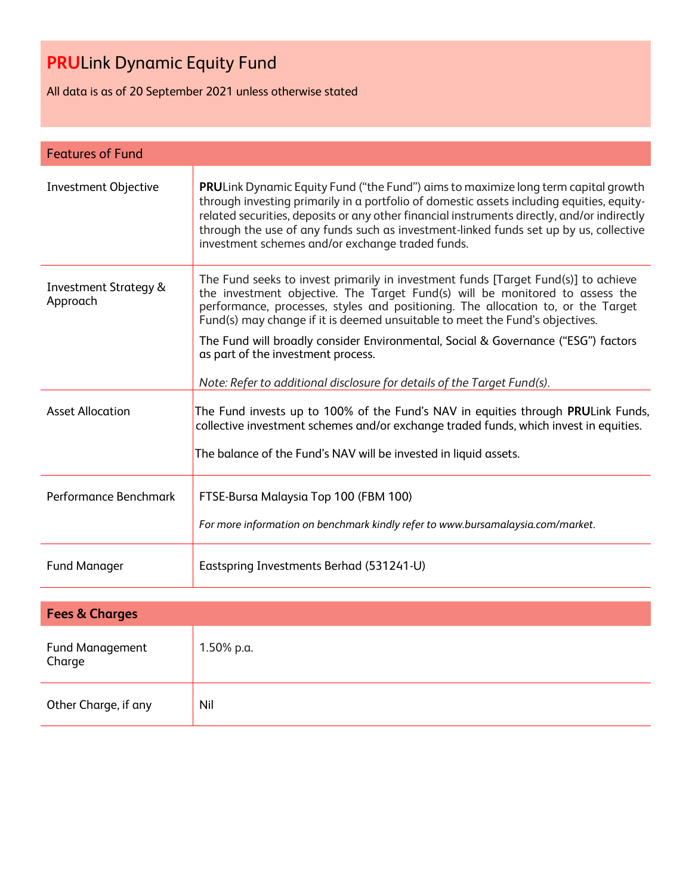# **PRU**Link Dynamic Equity Fund

All data is as of 20 September 2021 unless otherwise stated

| Features of Fund | |
|---|---|
| Investment Objective | **PRU**Link Dynamic Equity Fund ("the Fund") aims to maximize long term capital growth through investing primarily in a portfolio of domestic assets including equities, equity-related securities, deposits or any other financial instruments directly, and/or indirectly through the use of any funds such as investment-linked funds set up by us, collective investment schemes and/or exchange traded funds. |
| Investment Strategy & Approach | The Fund seeks to invest primarily in investment funds [Target Fund(s)] to achieve the investment objective. The Target Fund(s) will be monitored to assess the performance, processes, styles and positioning. The allocation to, or the Target Fund(s) may change if it is deemed unsuitable to meet the Fund's objectives.<br><br>The Fund will broadly consider Environmental, Social & Governance ("ESG") factors as part of the investment process.<br><br>*Note: Refer to additional disclosure for details of the Target Fund(s).* |
| Asset Allocation | The Fund invests up to 100% of the Fund's NAV in equities through **PRU**Link Funds, collective investment schemes and/or exchange traded funds, which invest in equities.<br><br>The balance of the Fund's NAV will be invested in liquid assets. |
| Performance Benchmark | FTSE-Bursa Malaysia Top 100 (FBM 100)<br><br>*For more information on benchmark kindly refer to www.bursamalaysia.com/market.* |
| Fund Manager | Eastspring Investments Berhad (531241-U) |

| **Fees & Charges** | |
|---|---|
| Fund Management Charge | 1.50% p.a. |
| Other Charge, if any | Nil |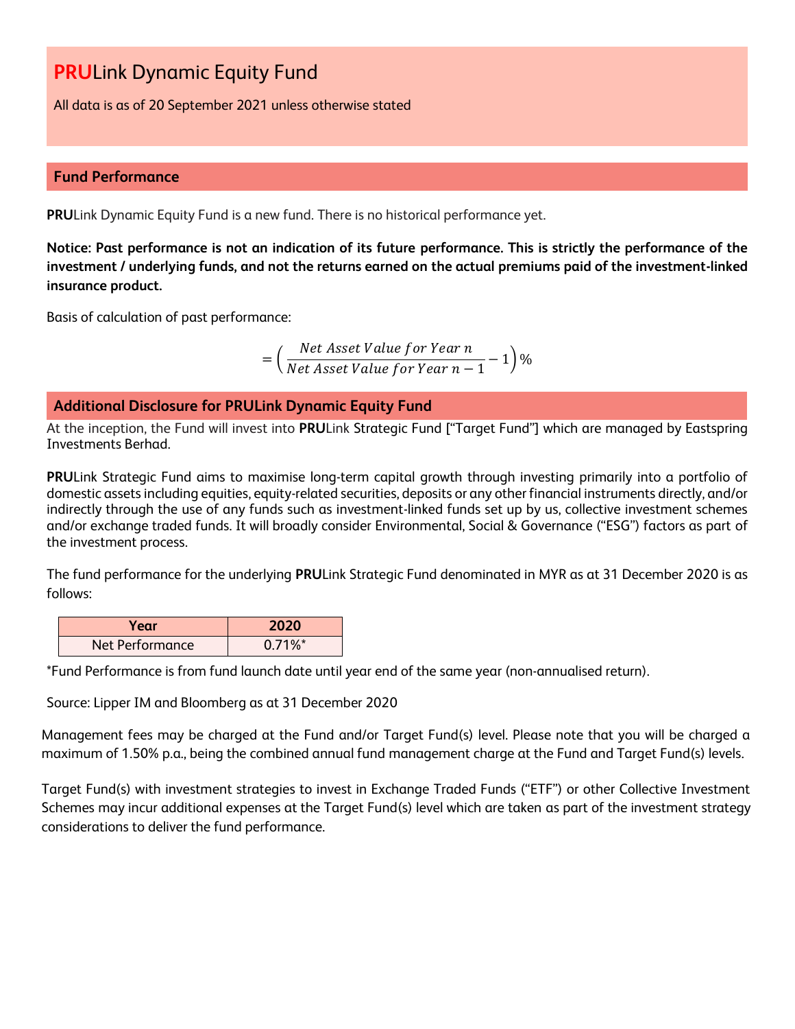# **PRU**Link Dynamic Equity Fund

All data is as of 20 September 2021 unless otherwise stated

## Fund Performance

**PRU**Link Dynamic Equity Fund is a new fund. There is no historical performance yet.

**Notice: Past performance is not an indication of its future performance. This is strictly the performance of the investment / underlying funds, and not the returns earned on the actual premiums paid of the investment-linked insurance product.**

Basis of calculation of past performance:

$$= \left( \frac{Net\ Asset\ Value\ for\ Year\ n}{Net\ Asset\ Value\ for\ Year\ n-1} - 1 \right) \%$$

## Additional Disclosure for PRULink Dynamic Equity Fund

At the inception, the Fund will invest into **PRU**Link Strategic Fund ["Target Fund"] which are managed by Eastspring Investments Berhad.

**PRU**Link Strategic Fund aims to maximise long-term capital growth through investing primarily into a portfolio of domestic assets including equities, equity-related securities, deposits or any other financial instruments directly, and/or indirectly through the use of any funds such as investment-linked funds set up by us, collective investment schemes and/or exchange traded funds. It will broadly consider Environmental, Social & Governance ("ESG") factors as part of the investment process.

The fund performance for the underlying **PRU**Link Strategic Fund denominated in MYR as at 31 December 2020 is as follows:

| Year | 2020 |
|---|---|
| Net Performance | 0.71%* |

*Fund Performance is from fund launch date until year end of the same year (non-annualised return).

Source: Lipper IM and Bloomberg as at 31 December 2020

Management fees may be charged at the Fund and/or Target Fund(s) level. Please note that you will be charged a maximum of 1.50% p.a., being the combined annual fund management charge at the Fund and Target Fund(s) levels.

Target Fund(s) with investment strategies to invest in Exchange Traded Funds ("ETF") or other Collective Investment Schemes may incur additional expenses at the Target Fund(s) level which are taken as part of the investment strategy considerations to deliver the fund performance.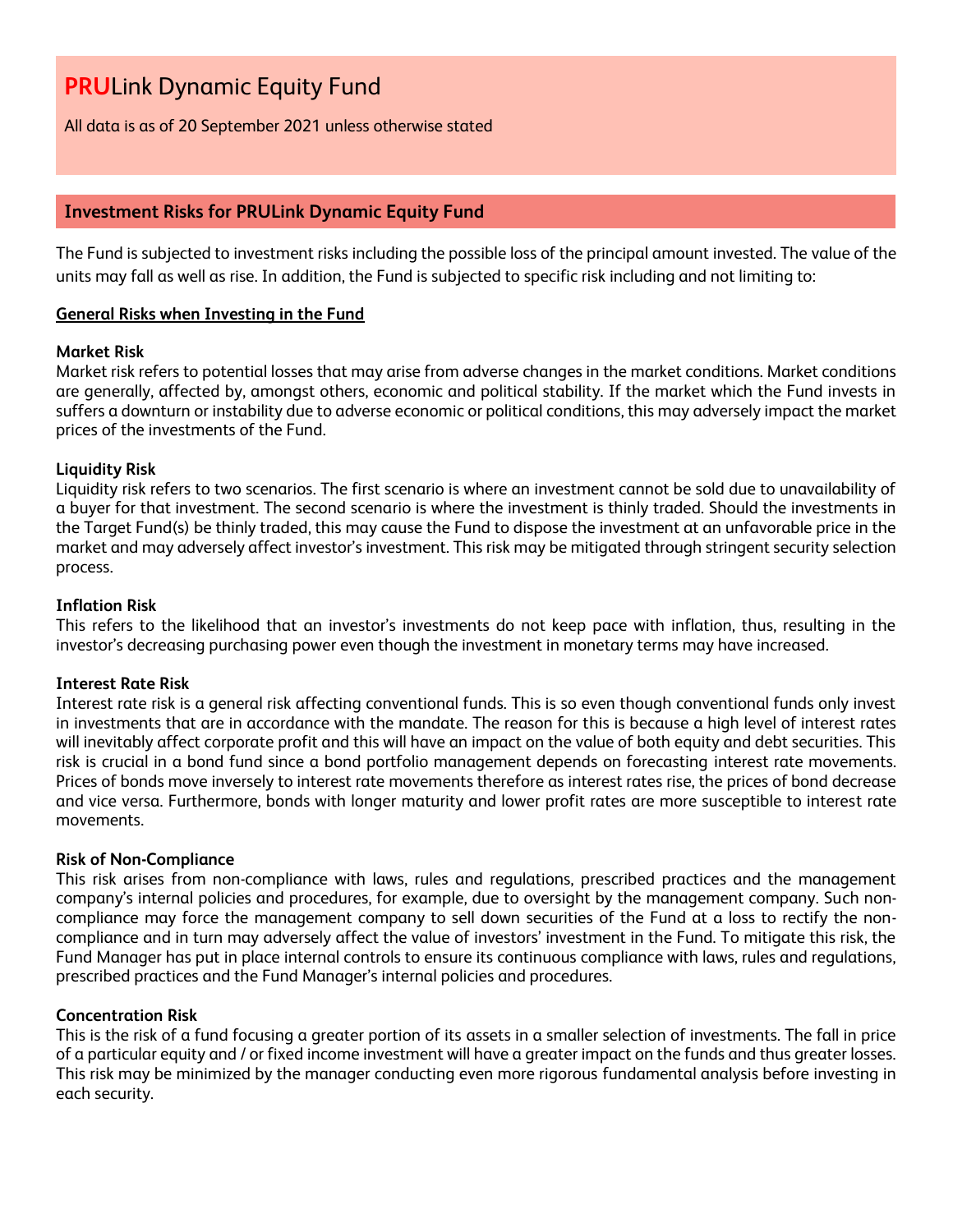# **PRU**Link Dynamic Equity Fund

All data is as of 20 September 2021 unless otherwise stated

## Investment Risks for PRULink Dynamic Equity Fund

The Fund is subjected to investment risks including the possible loss of the principal amount invested. The value of the units may fall as well as rise. In addition, the Fund is subjected to specific risk including and not limiting to:

### General Risks when Investing in the Fund

**Market Risk**
Market risk refers to potential losses that may arise from adverse changes in the market conditions. Market conditions are generally, affected by, amongst others, economic and political stability. If the market which the Fund invests in suffers a downturn or instability due to adverse economic or political conditions, this may adversely impact the market prices of the investments of the Fund.

**Liquidity Risk**
Liquidity risk refers to two scenarios. The first scenario is where an investment cannot be sold due to unavailability of a buyer for that investment. The second scenario is where the investment is thinly traded. Should the investments in the Target Fund(s) be thinly traded, this may cause the Fund to dispose the investment at an unfavorable price in the market and may adversely affect investor's investment. This risk may be mitigated through stringent security selection process.

**Inflation Risk**
This refers to the likelihood that an investor's investments do not keep pace with inflation, thus, resulting in the investor's decreasing purchasing power even though the investment in monetary terms may have increased.

**Interest Rate Risk**
Interest rate risk is a general risk affecting conventional funds. This is so even though conventional funds only invest in investments that are in accordance with the mandate. The reason for this is because a high level of interest rates will inevitably affect corporate profit and this will have an impact on the value of both equity and debt securities. This risk is crucial in a bond fund since a bond portfolio management depends on forecasting interest rate movements. Prices of bonds move inversely to interest rate movements therefore as interest rates rise, the prices of bond decrease and vice versa. Furthermore, bonds with longer maturity and lower profit rates are more susceptible to interest rate movements.

**Risk of Non-Compliance**
This risk arises from non-compliance with laws, rules and regulations, prescribed practices and the management company's internal policies and procedures, for example, due to oversight by the management company. Such non-compliance may force the management company to sell down securities of the Fund at a loss to rectify the non-compliance and in turn may adversely affect the value of investors' investment in the Fund. To mitigate this risk, the Fund Manager has put in place internal controls to ensure its continuous compliance with laws, rules and regulations, prescribed practices and the Fund Manager's internal policies and procedures.

**Concentration Risk**
This is the risk of a fund focusing a greater portion of its assets in a smaller selection of investments. The fall in price of a particular equity and / or fixed income investment will have a greater impact on the funds and thus greater losses. This risk may be minimized by the manager conducting even more rigorous fundamental analysis before investing in each security.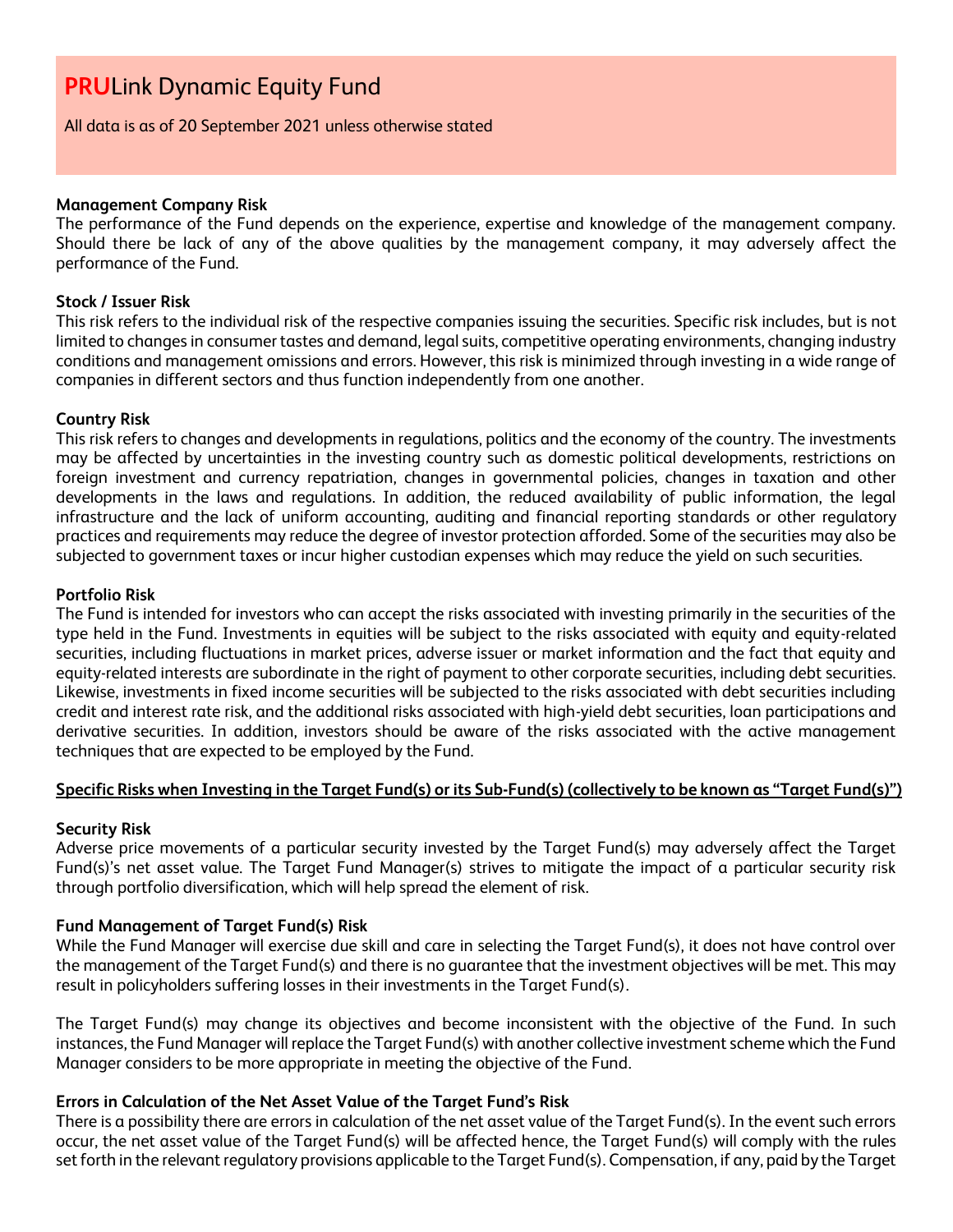# **PRU**Link Dynamic Equity Fund

All data is as of 20 September 2021 unless otherwise stated

**Management Company Risk**

The performance of the Fund depends on the experience, expertise and knowledge of the management company. Should there be lack of any of the above qualities by the management company, it may adversely affect the performance of the Fund.

**Stock / Issuer Risk**

This risk refers to the individual risk of the respective companies issuing the securities. Specific risk includes, but is not limited to changes in consumer tastes and demand, legal suits, competitive operating environments, changing industry conditions and management omissions and errors. However, this risk is minimized through investing in a wide range of companies in different sectors and thus function independently from one another.

**Country Risk**

This risk refers to changes and developments in regulations, politics and the economy of the country. The investments may be affected by uncertainties in the investing country such as domestic political developments, restrictions on foreign investment and currency repatriation, changes in governmental policies, changes in taxation and other developments in the laws and regulations. In addition, the reduced availability of public information, the legal infrastructure and the lack of uniform accounting, auditing and financial reporting standards or other regulatory practices and requirements may reduce the degree of investor protection afforded. Some of the securities may also be subjected to government taxes or incur higher custodian expenses which may reduce the yield on such securities.

**Portfolio Risk**

The Fund is intended for investors who can accept the risks associated with investing primarily in the securities of the type held in the Fund. Investments in equities will be subject to the risks associated with equity and equity-related securities, including fluctuations in market prices, adverse issuer or market information and the fact that equity and equity-related interests are subordinate in the right of payment to other corporate securities, including debt securities. Likewise, investments in fixed income securities will be subjected to the risks associated with debt securities including credit and interest rate risk, and the additional risks associated with high-yield debt securities, loan participations and derivative securities. In addition, investors should be aware of the risks associated with the active management techniques that are expected to be employed by the Fund.

**Specific Risks when Investing in the Target Fund(s) or its Sub-Fund(s) (collectively to be known as "Target Fund(s)")**

**Security Risk**

Adverse price movements of a particular security invested by the Target Fund(s) may adversely affect the Target Fund(s)'s net asset value. The Target Fund Manager(s) strives to mitigate the impact of a particular security risk through portfolio diversification, which will help spread the element of risk.

**Fund Management of Target Fund(s) Risk**

While the Fund Manager will exercise due skill and care in selecting the Target Fund(s), it does not have control over the management of the Target Fund(s) and there is no guarantee that the investment objectives will be met. This may result in policyholders suffering losses in their investments in the Target Fund(s).

The Target Fund(s) may change its objectives and become inconsistent with the objective of the Fund. In such instances, the Fund Manager will replace the Target Fund(s) with another collective investment scheme which the Fund Manager considers to be more appropriate in meeting the objective of the Fund.

**Errors in Calculation of the Net Asset Value of the Target Fund's Risk**

There is a possibility there are errors in calculation of the net asset value of the Target Fund(s). In the event such errors occur, the net asset value of the Target Fund(s) will be affected hence, the Target Fund(s) will comply with the rules set forth in the relevant regulatory provisions applicable to the Target Fund(s). Compensation, if any, paid by the Target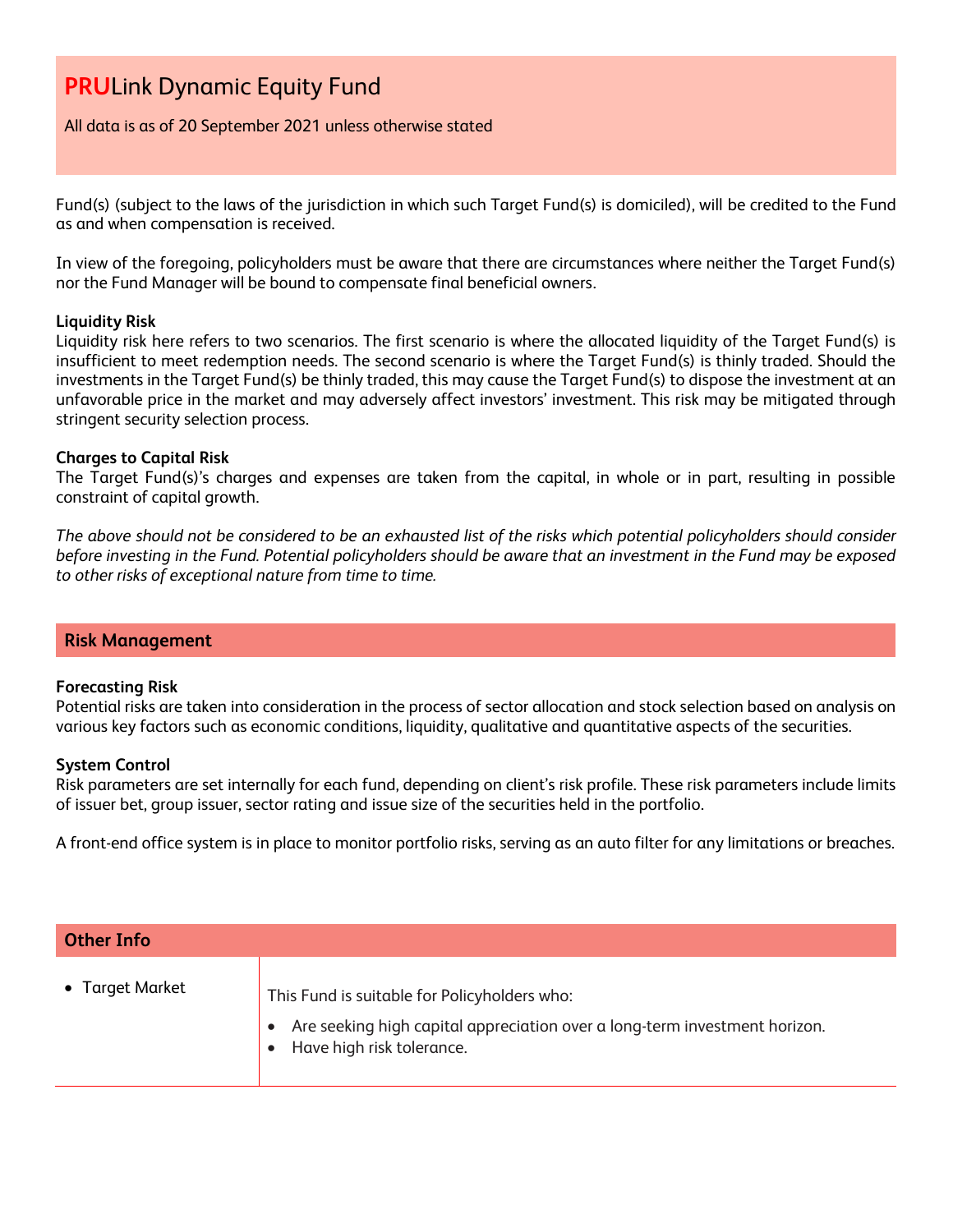Fund(s) (subject to the laws of the jurisdiction in which such Target Fund(s) is domiciled), will be credited to the Fund as and when compensation is received.

In view of the foregoing, policyholders must be aware that there are circumstances where neither the Target Fund(s) nor the Fund Manager will be bound to compensate final beneficial owners.

**Liquidity Risk**

Liquidity risk here refers to two scenarios. The first scenario is where the allocated liquidity of the Target Fund(s) is insufficient to meet redemption needs. The second scenario is where the Target Fund(s) is thinly traded. Should the investments in the Target Fund(s) be thinly traded, this may cause the Target Fund(s) to dispose the investment at an unfavorable price in the market and may adversely affect investors' investment. This risk may be mitigated through stringent security selection process.

**Charges to Capital Risk**

The Target Fund(s)'s charges and expenses are taken from the capital, in whole or in part, resulting in possible constraint of capital growth.

*The above should not be considered to be an exhausted list of the risks which potential policyholders should consider before investing in the Fund. Potential policyholders should be aware that an investment in the Fund may be exposed to other risks of exceptional nature from time to time.*

## Risk Management

**Forecasting Risk**

Potential risks are taken into consideration in the process of sector allocation and stock selection based on analysis on various key factors such as economic conditions, liquidity, qualitative and quantitative aspects of the securities.

**System Control**

Risk parameters are set internally for each fund, depending on client's risk profile. These risk parameters include limits of issuer bet, group issuer, sector rating and issue size of the securities held in the portfolio.

A front-end office system is in place to monitor portfolio risks, serving as an auto filter for any limitations or breaches.

## Other Info

| | |
|---|---|
| • Target Market | This Fund is suitable for Policyholders who:<br>• Are seeking high capital appreciation over a long-term investment horizon.<br>• Have high risk tolerance. |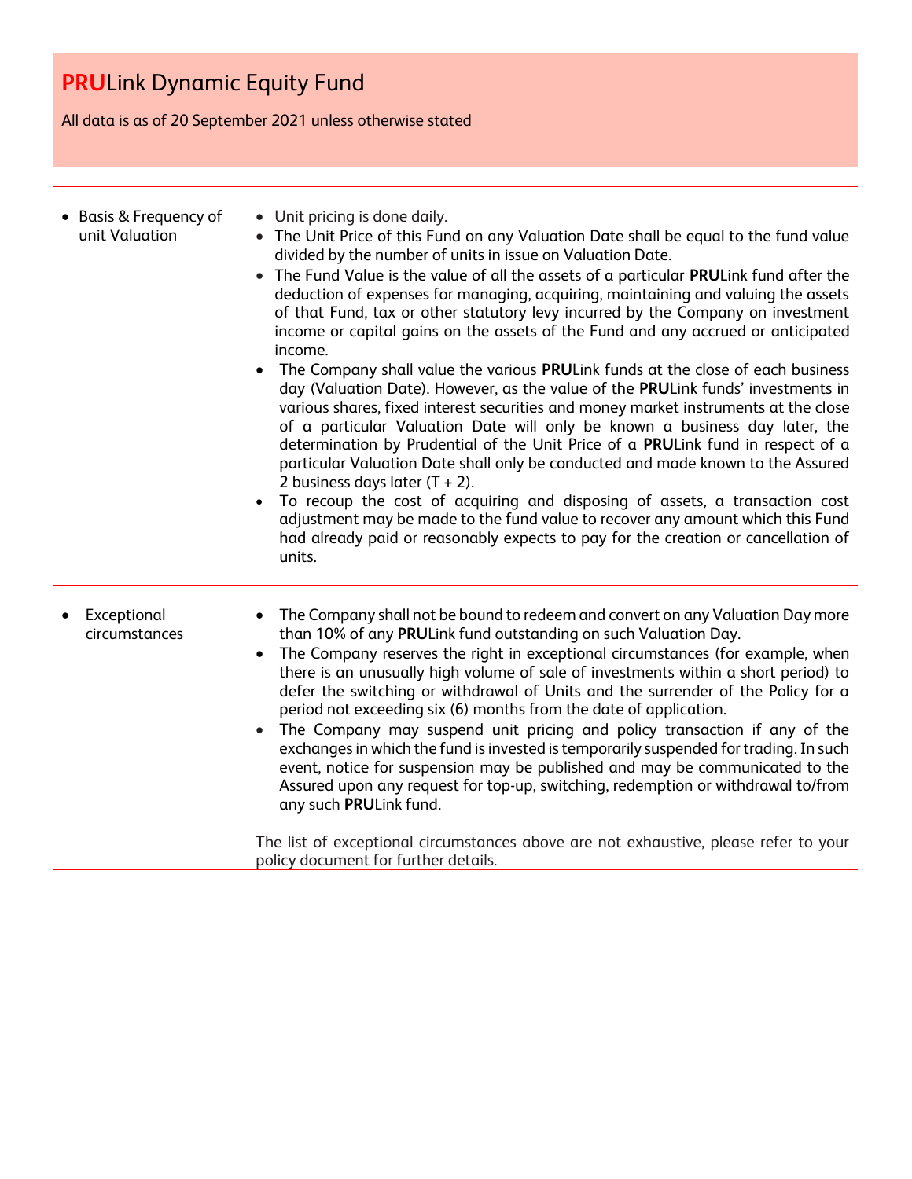# **PRU**Link Dynamic Equity Fund

All data is as of 20 September 2021 unless otherwise stated

| | |
|---|---|
| • Basis & Frequency of unit Valuation | • Unit pricing is done daily.<br>• The Unit Price of this Fund on any Valuation Date shall be equal to the fund value divided by the number of units in issue on Valuation Date.<br>• The Fund Value is the value of all the assets of a particular **PRU**Link fund after the deduction of expenses for managing, acquiring, maintaining and valuing the assets of that Fund, tax or other statutory levy incurred by the Company on investment income or capital gains on the assets of the Fund and any accrued or anticipated income.<br>• The Company shall value the various **PRU**Link funds at the close of each business day (Valuation Date). However, as the value of the **PRU**Link funds' investments in various shares, fixed interest securities and money market instruments at the close of a particular Valuation Date will only be known a business day later, the determination by Prudential of the Unit Price of a **PRU**Link fund in respect of a particular Valuation Date shall only be conducted and made known to the Assured 2 business days later (T + 2).<br>• To recoup the cost of acquiring and disposing of assets, a transaction cost adjustment may be made to the fund value to recover any amount which this Fund had already paid or reasonably expects to pay for the creation or cancellation of units. |
| • Exceptional circumstances | • The Company shall not be bound to redeem and convert on any Valuation Day more than 10% of any **PRU**Link fund outstanding on such Valuation Day.<br>• The Company reserves the right in exceptional circumstances (for example, when there is an unusually high volume of sale of investments within a short period) to defer the switching or withdrawal of Units and the surrender of the Policy for a period not exceeding six (6) months from the date of application.<br>• The Company may suspend unit pricing and policy transaction if any of the exchanges in which the fund is invested is temporarily suspended for trading. In such event, notice for suspension may be published and may be communicated to the Assured upon any request for top-up, switching, redemption or withdrawal to/from any such **PRU**Link fund.<br><br>The list of exceptional circumstances above are not exhaustive, please refer to your policy document for further details. |